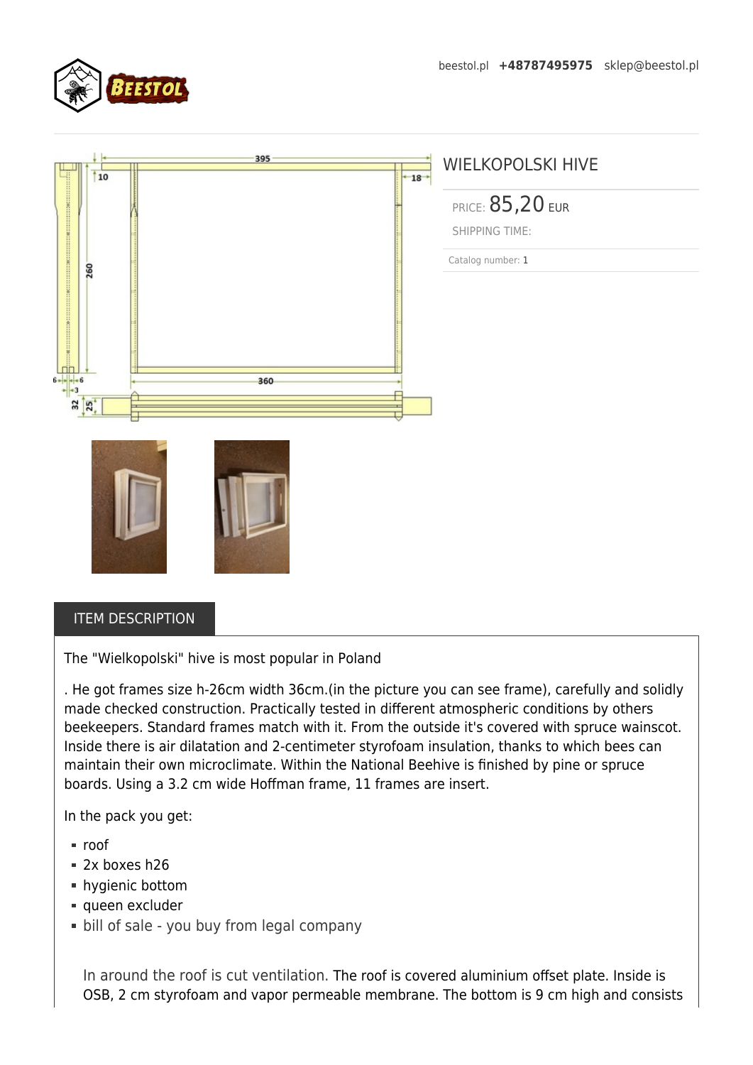beestol.pl **+48787495975** sklep@beestol.pl

# WIELKOPOLSKI HIVE

PRICE: 85,20 EUR

SHIPPING TIME:

Catalog number: 1

## ITEM DESCRIPTION

The "Wielkopolski" hive is most popular in Poland

. He got frames size h-26cm width 36cm.(in the picture you can see frame), carefully and solidly made checked construction. Practically tested in different atmospheric conditions by others beekeepers. Standard frames match with it. From the outside it's covered with spruce wainscot. Inside there is air dilatation and 2-centimeter styrofoam insulation, thanks to which bees can maintain their own microclimate. Within the National Beehive is finished by pine or spruce boards. Using a 3.2 cm wide Hoffman frame, 11 frames are insert.

In the pack you get:

- roof
- 2x boxes h26
- hygienic bottom
- queen excluder
- bill of sale - you buy from legal company

In around the roof is cut ventilation. The roof is covered aluminium offset plate. Inside is OSB, 2 cm styrofoam and vapor permeable membrane. The bottom is 9 cm high and consists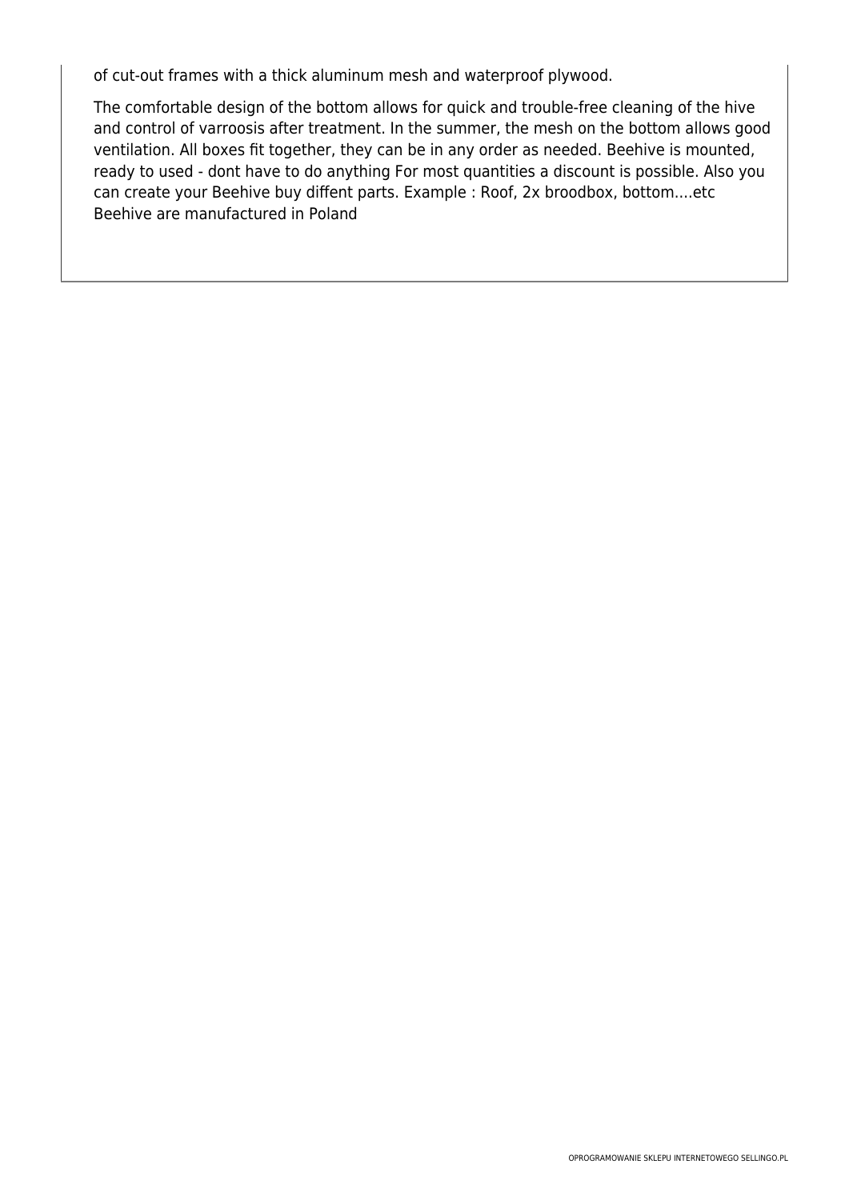of cut-out frames with a thick aluminum mesh and waterproof plywood.

The comfortable design of the bottom allows for quick and trouble-free cleaning of the hive and control of varroosis after treatment. In the summer, the mesh on the bottom allows good ventilation. All boxes fit together, they can be in any order as needed. Beehive is mounted, ready to used - dont have to do anything For most quantities a discount is possible. Also you can create your Beehive buy diffent parts. Example : Roof, 2x broodbox, bottom....etc Beehive are manufactured in Poland